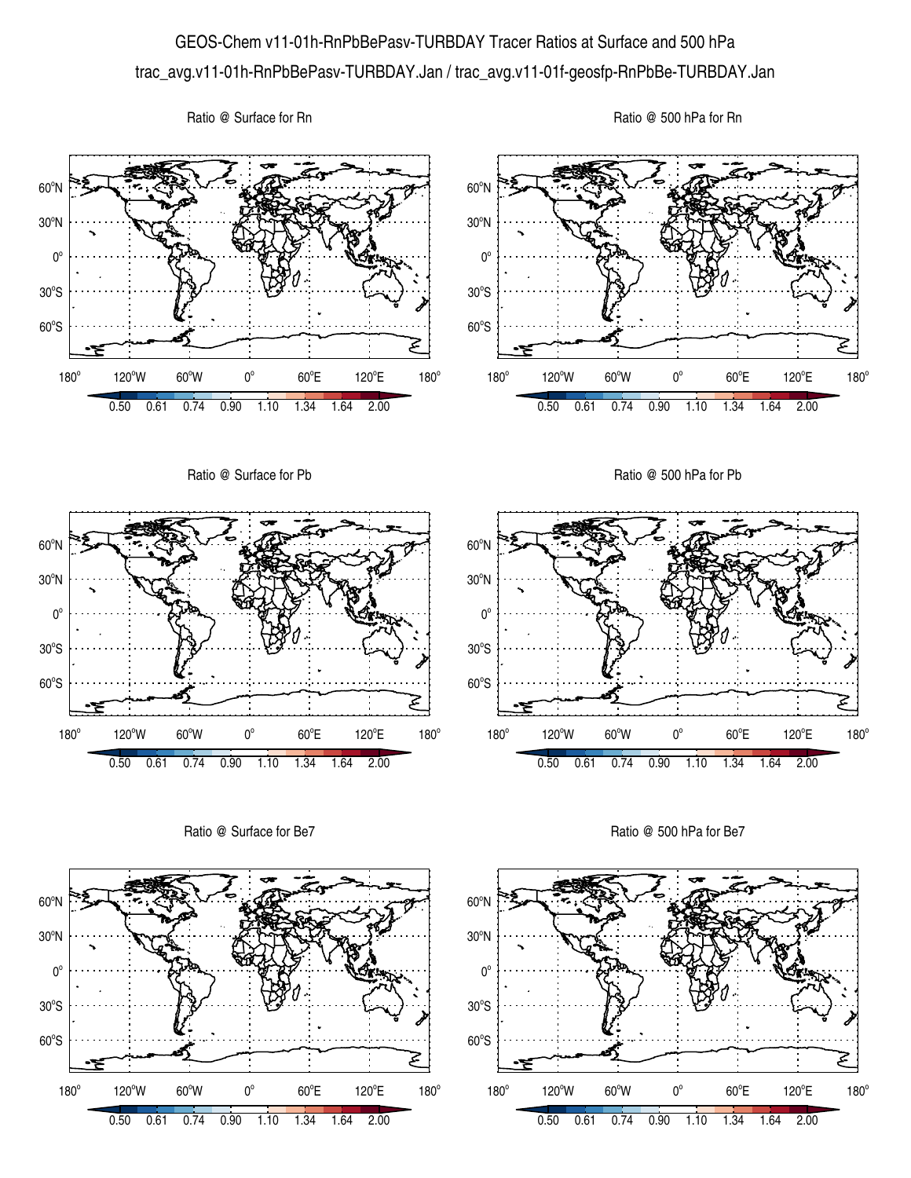# GEOS-Chem v11-01h-RnPbBePasv-TURBDAY Tracer Ratios at Surface and 500 hPa

trac_avg.v11-01h-RnPbBePasv-TURBDAY.Jan / trac_avg.v11-01f-geosfp-RnPbBe-TURBDAY.Jan

Ratio @ Surface for Rn

Ratio @ 500 hPa for Rn

Ratio @ Surface for Pb

Ratio @ 500 hPa for Pb

Ratio @ Surface for Be7

Ratio @ 500 hPa for Be7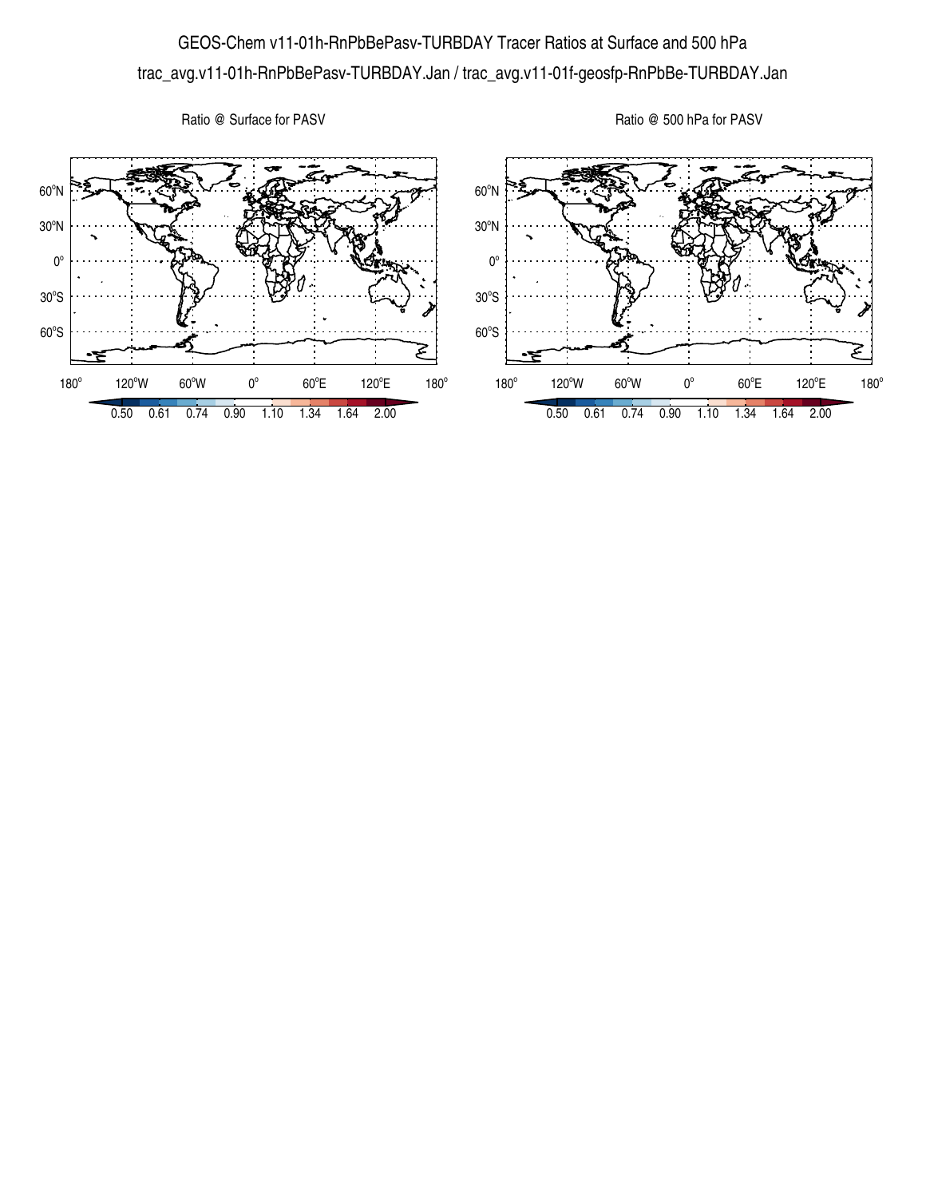GEOS-Chem v11-01h-RnPbBePasv-TURBDAY Tracer Ratios at Surface and 500 hPa

trac_avg.v11-01h-RnPbBePasv-TURBDAY.Jan / trac_avg.v11-01f-geosfp-RnPbBe-TURBDAY.Jan

Ratio @ Surface for PASV

60°N
30°N
0°
30°S
60°S

180° 120°W 60°W 0° 60°E 120°E 180°

0.50 0.61 0.74 0.90 1.10 1.34 1.64 2.00

Ratio @ 500 hPa for PASV

60°N
30°N
0°
30°S
60°S

180° 120°W 60°W 0° 60°E 120°E 180°

0.50 0.61 0.74 0.90 1.10 1.34 1.64 2.00